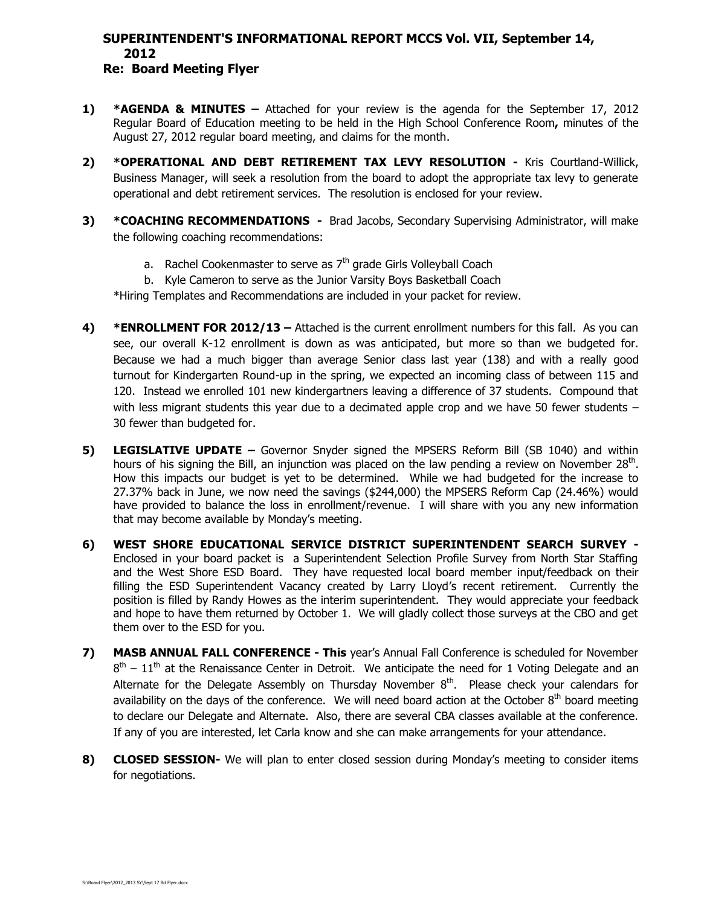# SUPERINTENDENT'S INFORMATIONAL REPORT MCCS Vol. VII, September 14, 2012

## Re: Board Meeting Flyer

1) **\*AGENDA & MINUTES –** Attached for your review is the agenda for the September 17, 2012 Regular Board of Education meeting to be held in the High School Conference Room**,** minutes of the August 27, 2012 regular board meeting, and claims for the month.

2) **\*OPERATIONAL AND DEBT RETIREMENT TAX LEVY RESOLUTION -** Kris Courtland-Willick, Business Manager, will seek a resolution from the board to adopt the appropriate tax levy to generate operational and debt retirement services. The resolution is enclosed for your review.

3) **\*COACHING RECOMMENDATIONS -** Brad Jacobs, Secondary Supervising Administrator, will make the following coaching recommendations:

   a. Rachel Cookenmaster to serve as 7th grade Girls Volleyball Coach
   b. Kyle Cameron to serve as the Junior Varsity Boys Basketball Coach

   \*Hiring Templates and Recommendations are included in your packet for review.

4) **\*ENROLLMENT FOR 2012/13 –** Attached is the current enrollment numbers for this fall. As you can see, our overall K-12 enrollment is down as was anticipated, but more so than we budgeted for. Because we had a much bigger than average Senior class last year (138) and with a really good turnout for Kindergarten Round-up in the spring, we expected an incoming class of between 115 and 120. Instead we enrolled 101 new kindergartners leaving a difference of 37 students. Compound that with less migrant students this year due to a decimated apple crop and we have 50 fewer students – 30 fewer than budgeted for.

5) **LEGISLATIVE UPDATE –** Governor Snyder signed the MPSERS Reform Bill (SB 1040) and within hours of his signing the Bill, an injunction was placed on the law pending a review on November 28th. How this impacts our budget is yet to be determined. While we had budgeted for the increase to 27.37% back in June, we now need the savings ($244,000) the MPSERS Reform Cap (24.46%) would have provided to balance the loss in enrollment/revenue. I will share with you any new information that may become available by Monday's meeting.

6) **WEST SHORE EDUCATIONAL SERVICE DISTRICT SUPERINTENDENT SEARCH SURVEY -** Enclosed in your board packet is a Superintendent Selection Profile Survey from North Star Staffing and the West Shore ESD Board. They have requested local board member input/feedback on their filling the ESD Superintendent Vacancy created by Larry Lloyd's recent retirement. Currently the position is filled by Randy Howes as the interim superintendent. They would appreciate your feedback and hope to have them returned by October 1. We will gladly collect those surveys at the CBO and get them over to the ESD for you.

7) **MASB ANNUAL FALL CONFERENCE - This** year's Annual Fall Conference is scheduled for November 8th – 11th at the Renaissance Center in Detroit. We anticipate the need for 1 Voting Delegate and an Alternate for the Delegate Assembly on Thursday November 8th. Please check your calendars for availability on the days of the conference. We will need board action at the October 8th board meeting to declare our Delegate and Alternate. Also, there are several CBA classes available at the conference. If any of you are interested, let Carla know and she can make arrangements for your attendance.

8) **CLOSED SESSION-** We will plan to enter closed session during Monday's meeting to consider items for negotiations.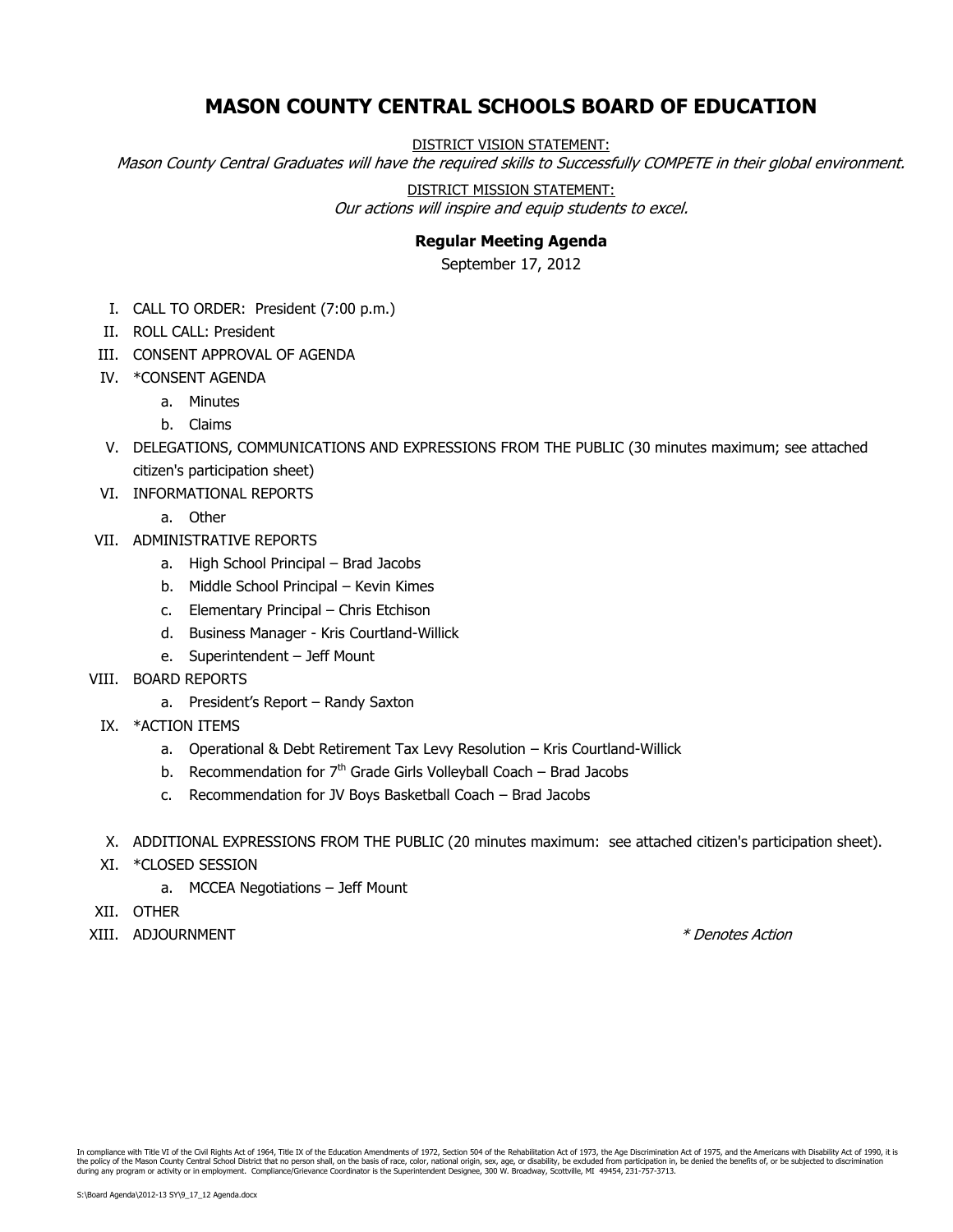# MASON COUNTY CENTRAL SCHOOLS BOARD OF EDUCATION

DISTRICT VISION STATEMENT:

*Mason County Central Graduates will have the required skills to Successfully COMPETE in their global environment.*

DISTRICT MISSION STATEMENT:

*Our actions will inspire and equip students to excel.*

**Regular Meeting Agenda**

September 17, 2012

I. CALL TO ORDER: President (7:00 p.m.)

II. ROLL CALL: President

III. CONSENT APPROVAL OF AGENDA

IV. *CONSENT AGENDA
   - a. Minutes
   - b. Claims

V. DELEGATIONS, COMMUNICATIONS AND EXPRESSIONS FROM THE PUBLIC (30 minutes maximum; see attached citizen's participation sheet)

VI. INFORMATIONAL REPORTS
   - a. Other

VII. ADMINISTRATIVE REPORTS
   - a. High School Principal – Brad Jacobs
   - b. Middle School Principal – Kevin Kimes
   - c. Elementary Principal – Chris Etchison
   - d. Business Manager - Kris Courtland-Willick
   - e. Superintendent – Jeff Mount

VIII. BOARD REPORTS
   - a. President's Report – Randy Saxton

IX. *ACTION ITEMS
   - a. Operational & Debt Retirement Tax Levy Resolution – Kris Courtland-Willick
   - b. Recommendation for 7th Grade Girls Volleyball Coach – Brad Jacobs
   - c. Recommendation for JV Boys Basketball Coach – Brad Jacobs

X. ADDITIONAL EXPRESSIONS FROM THE PUBLIC (20 minutes maximum: see attached citizen's participation sheet).

XI. *CLOSED SESSION
   - a. MCCEA Negotiations – Jeff Mount

XII. OTHER

XIII. ADJOURNMENT

*\* Denotes Action*

In compliance with Title VI of the Civil Rights Act of 1964, Title IX of the Education Amendments of 1972, Section 504 of the Rehabilitation Act of 1973, the Age Discrimination Act of 1975, and the Americans with Disability Act of 1990, it is the policy of the Mason County Central School District that no person shall, on the basis of race, color, national origin, sex, age, or disability, be excluded from participation in, be denied the benefits of, or be subjected to discrimination during any program or activity or in employment. Compliance/Grievance Coordinator is the Superintendent Designee, 300 W. Broadway, Scottville, MI 49454, 231-757-3713.

S:\Board Agenda\2012-13 SY\9_17_12 Agenda.docx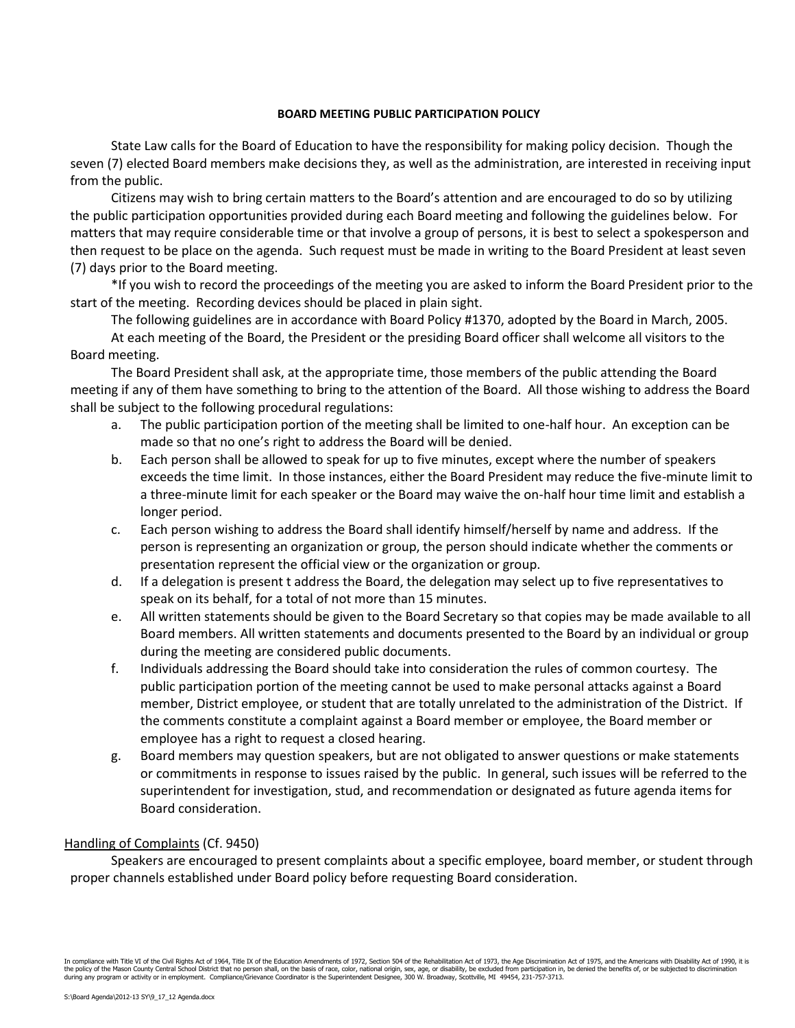**BOARD MEETING PUBLIC PARTICIPATION POLICY**

State Law calls for the Board of Education to have the responsibility for making policy decision. Though the seven (7) elected Board members make decisions they, as well as the administration, are interested in receiving input from the public.

Citizens may wish to bring certain matters to the Board's attention and are encouraged to do so by utilizing the public participation opportunities provided during each Board meeting and following the guidelines below. For matters that may require considerable time or that involve a group of persons, it is best to select a spokesperson and then request to be place on the agenda. Such request must be made in writing to the Board President at least seven (7) days prior to the Board meeting.

*If you wish to record the proceedings of the meeting you are asked to inform the Board President prior to the start of the meeting. Recording devices should be placed in plain sight.

The following guidelines are in accordance with Board Policy #1370, adopted by the Board in March, 2005.

At each meeting of the Board, the President or the presiding Board officer shall welcome all visitors to the Board meeting.

The Board President shall ask, at the appropriate time, those members of the public attending the Board meeting if any of them have something to bring to the attention of the Board. All those wishing to address the Board shall be subject to the following procedural regulations:

a. The public participation portion of the meeting shall be limited to one-half hour. An exception can be made so that no one's right to address the Board will be denied.
b. Each person shall be allowed to speak for up to five minutes, except where the number of speakers exceeds the time limit. In those instances, either the Board President may reduce the five-minute limit to a three-minute limit for each speaker or the Board may waive the on-half hour time limit and establish a longer period.
c. Each person wishing to address the Board shall identify himself/herself by name and address. If the person is representing an organization or group, the person should indicate whether the comments or presentation represent the official view or the organization or group.
d. If a delegation is present t address the Board, the delegation may select up to five representatives to speak on its behalf, for a total of not more than 15 minutes.
e. All written statements should be given to the Board Secretary so that copies may be made available to all Board members. All written statements and documents presented to the Board by an individual or group during the meeting are considered public documents.
f. Individuals addressing the Board should take into consideration the rules of common courtesy. The public participation portion of the meeting cannot be used to make personal attacks against a Board member, District employee, or student that are totally unrelated to the administration of the District. If the comments constitute a complaint against a Board member or employee, the Board member or employee has a right to request a closed hearing.
g. Board members may question speakers, but are not obligated to answer questions or make statements or commitments in response to issues raised by the public. In general, such issues will be referred to the superintendent for investigation, stud, and recommendation or designated as future agenda items for Board consideration.

Handling of Complaints (Cf. 9450)

Speakers are encouraged to present complaints about a specific employee, board member, or student through proper channels established under Board policy before requesting Board consideration.

In compliance with Title VI of the Civil Rights Act of 1964, Title IX of the Education Amendments of 1972, Section 504 of the Rehabilitation Act of 1973, the Age Discrimination Act of 1975, and the Americans with Disability Act of 1990, it is the policy of the Mason County Central School District that no person shall, on the basis of race, color, national origin, sex, age, or disability, be excluded from participation in, be denied the benefits of, or be subjected to discrimination during any program or activity or in employment. Compliance/Grievance Coordinator is the Superintendent Designee, 300 W. Broadway, Scottville, MI 49454, 231-757-3713.

S:\Board Agenda\2012-13 SY\9_17_12 Agenda.docx